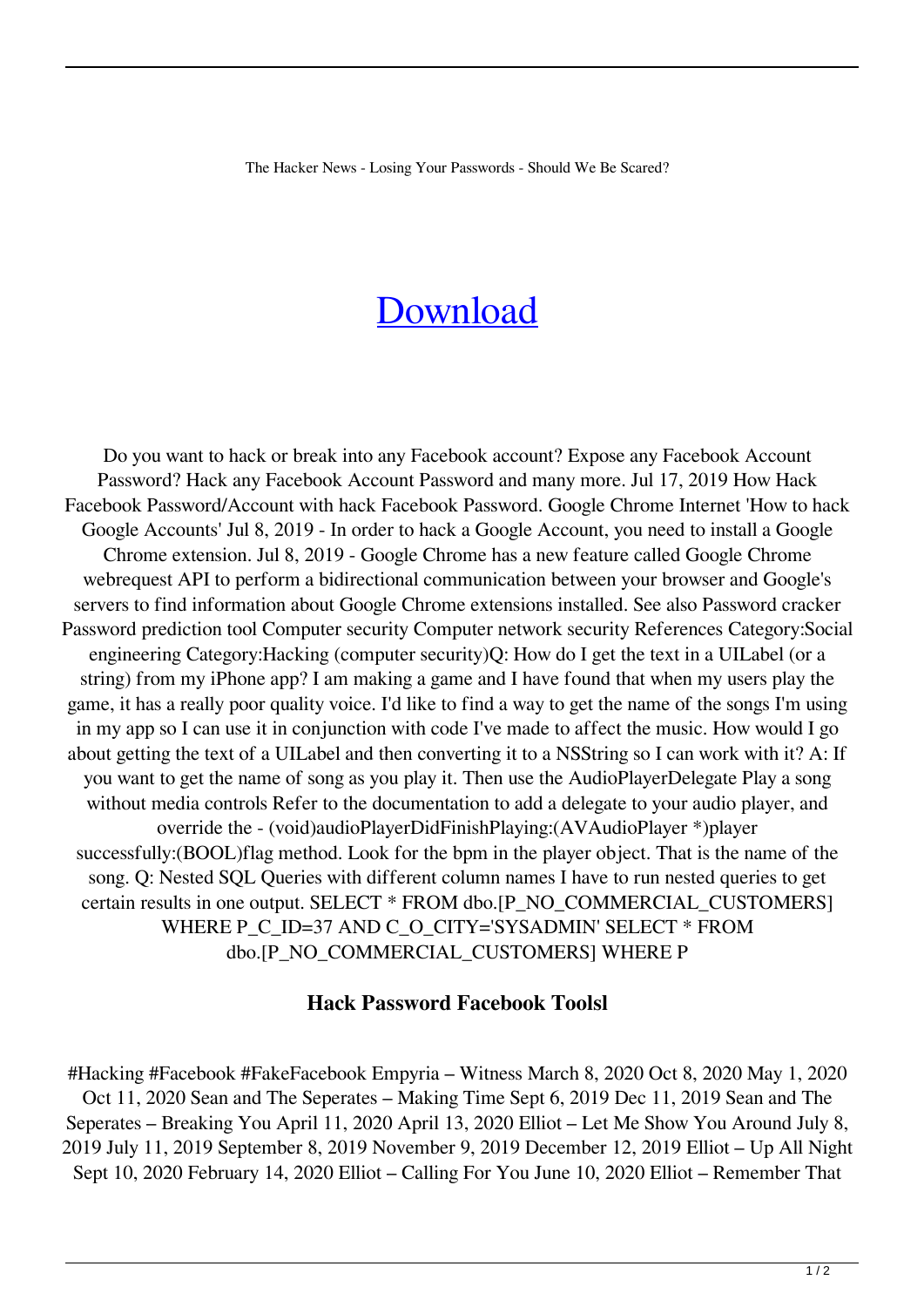The Hacker News - Losing Your Passwords - Should We Be Scared?

# [Download]()

Do you want to hack or break into any Facebook account? Expose any Facebook Account Password? Hack any Facebook Account Password and many more. Jul 17, 2019 How Hack Facebook Password/Account with hack Facebook Password. Google Chrome Internet 'How to hack Google Accounts' Jul 8, 2019 - In order to hack a Google Account, you need to install a Google Chrome extension. Jul 8, 2019 - Google Chrome has a new feature called Google Chrome webrequest API to perform a bidirectional communication between your browser and Google's servers to find information about Google Chrome extensions installed. See also Password cracker Password prediction tool Computer security Computer network security References Category:Social engineering Category:Hacking (computer security)Q: How do I get the text in a UILabel (or a string) from my iPhone app? I am making a game and I have found that when my users play the game, it has a really poor quality voice. I'd like to find a way to get the name of the songs I'm using in my app so I can use it in conjunction with code I've made to affect the music. How would I go about getting the text of a UILabel and then converting it to a NSString so I can work with it? A: If you want to get the name of song as you play it. Then use the AudioPlayerDelegate Play a song without media controls Refer to the documentation to add a delegate to your audio player, and override the - (void)audioPlayerDidFinishPlaying:(AVAudioPlayer *)player successfully:(BOOL)flag method. Look for the bpm in the player object. That is the name of the song. Q: Nested SQL Queries with different column names I have to run nested queries to get certain results in one output. SELECT * FROM dbo.[P_NO_COMMERCIAL_CUSTOMERS] WHERE P_C_ID=37 AND C_O_CITY='SYSADMIN' SELECT * FROM dbo.[P_NO_COMMERCIAL_CUSTOMERS] WHERE P

### Hack Password Facebook Toolsl

#Hacking #Facebook #FakeFacebook Empyria – Witness March 8, 2020 Oct 8, 2020 May 1, 2020 Oct 11, 2020 Sean and The Seperates – Making Time Sept 6, 2019 Dec 11, 2019 Sean and The Seperates – Breaking You April 11, 2020 April 13, 2020 Elliot – Let Me Show You Around July 8, 2019 July 11, 2019 September 8, 2019 November 9, 2019 December 12, 2019 Elliot – Up All Night Sept 10, 2020 February 14, 2020 Elliot – Calling For You June 10, 2020 Elliot – Remember That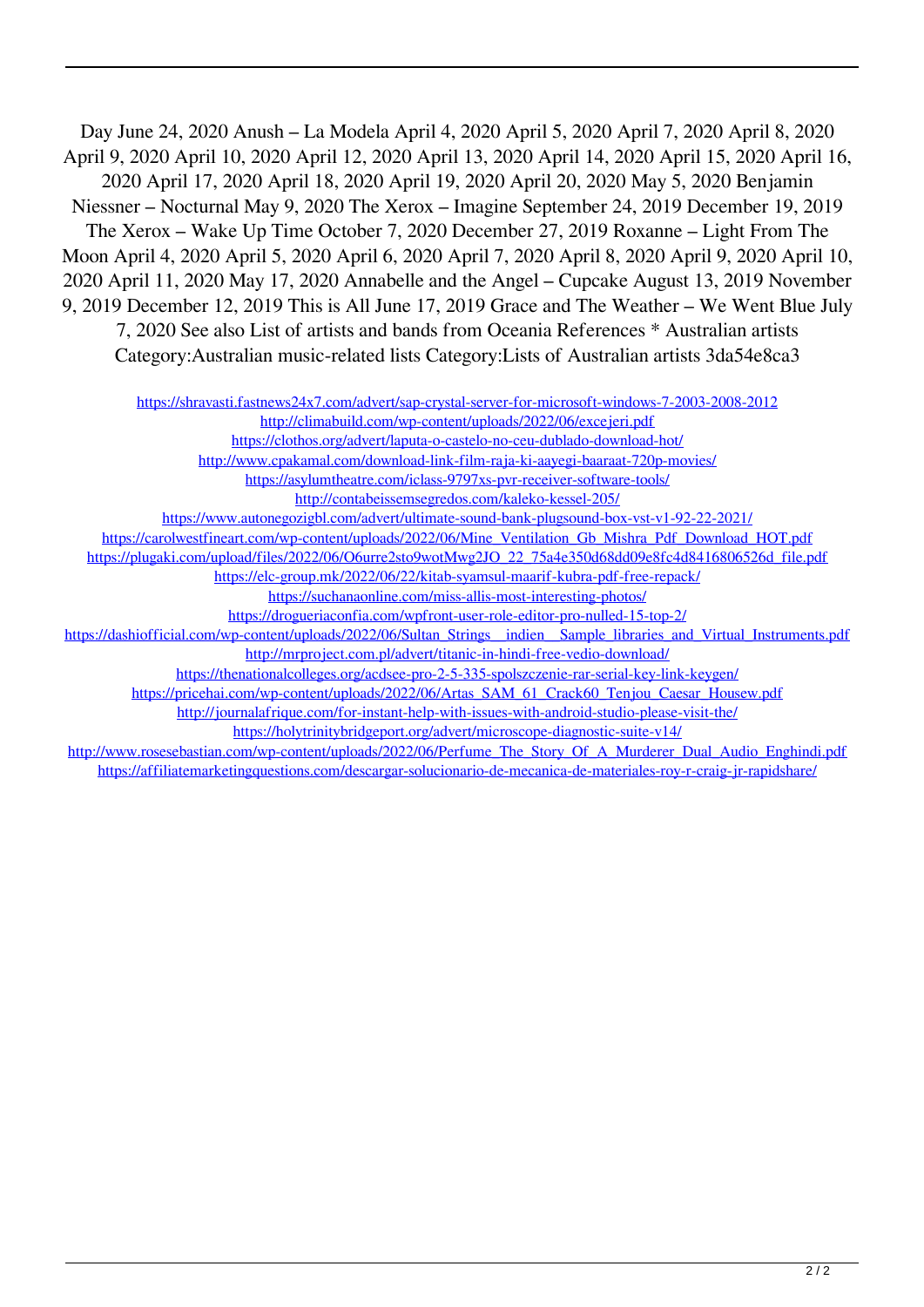Day June 24, 2020 Anush – La Modela April 4, 2020 April 5, 2020 April 7, 2020 April 8, 2020 April 9, 2020 April 10, 2020 April 12, 2020 April 13, 2020 April 14, 2020 April 15, 2020 April 16, 2020 April 17, 2020 April 18, 2020 April 19, 2020 April 20, 2020 May 5, 2020 Benjamin Niessner – Nocturnal May 9, 2020 The Xerox – Imagine September 24, 2019 December 19, 2019 The Xerox – Wake Up Time October 7, 2020 December 27, 2019 Roxanne – Light From The Moon April 4, 2020 April 5, 2020 April 6, 2020 April 7, 2020 April 8, 2020 April 9, 2020 April 10, 2020 April 11, 2020 May 17, 2020 Annabelle and the Angel – Cupcake August 13, 2019 November 9, 2019 December 12, 2019 This is All June 17, 2019 Grace and The Weather – We Went Blue July 7, 2020 See also List of artists and bands from Oceania References * Australian artists Category:Australian music-related lists Category:Lists of Australian artists 3da54e8ca3

https://shravasti.fastnews24x7.com/advert/sap-crystal-server-for-microsoft-windows-7-2003-2008-2012
http://climabuild.com/wp-content/uploads/2022/06/excejeri.pdf
https://clothos.org/advert/laputa-o-castelo-no-ceu-dublado-download-hot/
http://www.cpakamal.com/download-link-film-raja-ki-aayegi-baaraat-720p-movies/
https://asylumtheatre.com/iclass-9797xs-pvr-receiver-software-tools/
http://contabeissemsegredos.com/kaleko-kessel-205/
https://www.autonegozigbl.com/advert/ultimate-sound-bank-plugsound-box-vst-v1-92-22-2021/
https://carolwestfineart.com/wp-content/uploads/2022/06/Mine_Ventilation_Gb_Mishra_Pdf_Download_HOT.pdf
https://plugaki.com/upload/files/2022/06/O6urre2sto9wotMwg2JO_22_75a4e350d68dd09e8fc4d8416806526d_file.pdf
https://elc-group.mk/2022/06/22/kitab-syamsul-maarif-kubra-pdf-free-repack/
https://suchanaonline.com/miss-allis-most-interesting-photos/
https://drogueriaconfia.com/wpfront-user-role-editor-pro-nulled-15-top-2/
https://dashiofficial.com/wp-content/uploads/2022/06/Sultan_Strings__indien__Sample_libraries_and_Virtual_Instruments.pdf
http://mrproject.com.pl/advert/titanic-in-hindi-free-vedio-download/
https://thenationalcolleges.org/acdsee-pro-2-5-335-spolszczenie-rar-serial-key-link-keygen/
https://pricehai.com/wp-content/uploads/2022/06/Artas_SAM_61_Crack60_Tenjou_Caesar_Housew.pdf
http://journalafrique.com/for-instant-help-with-issues-with-android-studio-please-visit-the/
https://holytrinitybridgeport.org/advert/microscope-diagnostic-suite-v14/
http://www.rosesebastian.com/wp-content/uploads/2022/06/Perfume_The_Story_Of_A_Murderer_Dual_Audio_Enghindi.pdf
https://affiliatemarketingquestions.com/descargar-solucionario-de-mecanica-de-materiales-roy-r-craig-jr-rapidshare/